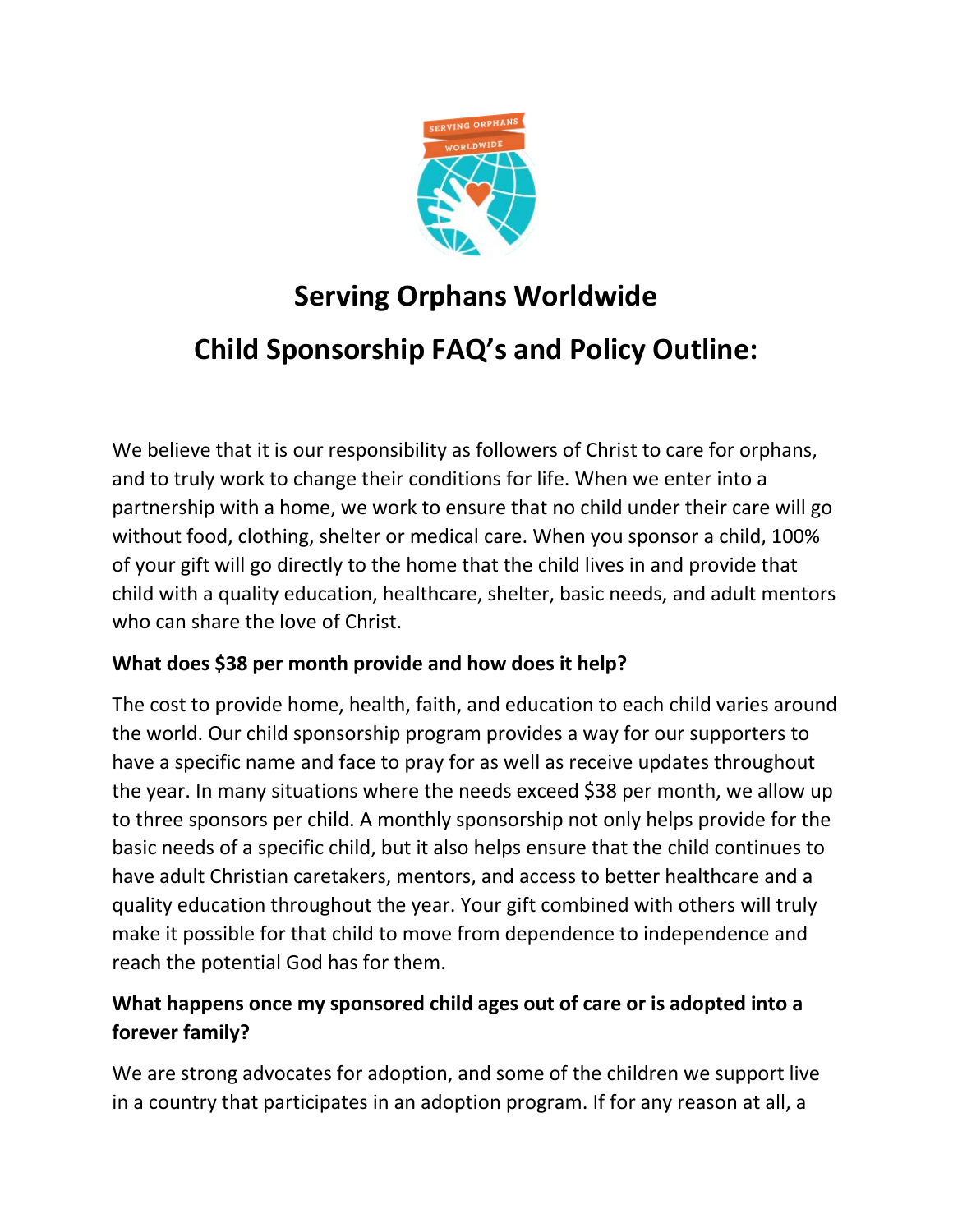# Serving Orphans Worldwide

## Child Sponsorship FAQ's and Policy Outline:

We believe that it is our responsibility as followers of Christ to care for orphans, and to truly work to change their conditions for life. When we enter into a partnership with a home, we work to ensure that no child under their care will go without food, clothing, shelter or medical care. When you sponsor a child, 100% of your gift will go directly to the home that the child lives in and provide that child with a quality education, healthcare, shelter, basic needs, and adult mentors who can share the love of Christ.

**What does $38 per month provide and how does it help?**

The cost to provide home, health, faith, and education to each child varies around the world. Our child sponsorship program provides a way for our supporters to have a specific name and face to pray for as well as receive updates throughout the year. In many situations where the needs exceed $38 per month, we allow up to three sponsors per child. A monthly sponsorship not only helps provide for the basic needs of a specific child, but it also helps ensure that the child continues to have adult Christian caretakers, mentors, and access to better healthcare and a quality education throughout the year. Your gift combined with others will truly make it possible for that child to move from dependence to independence and reach the potential God has for them.

**What happens once my sponsored child ages out of care or is adopted into a forever family?**

We are strong advocates for adoption, and some of the children we support live in a country that participates in an adoption program. If for any reason at all, a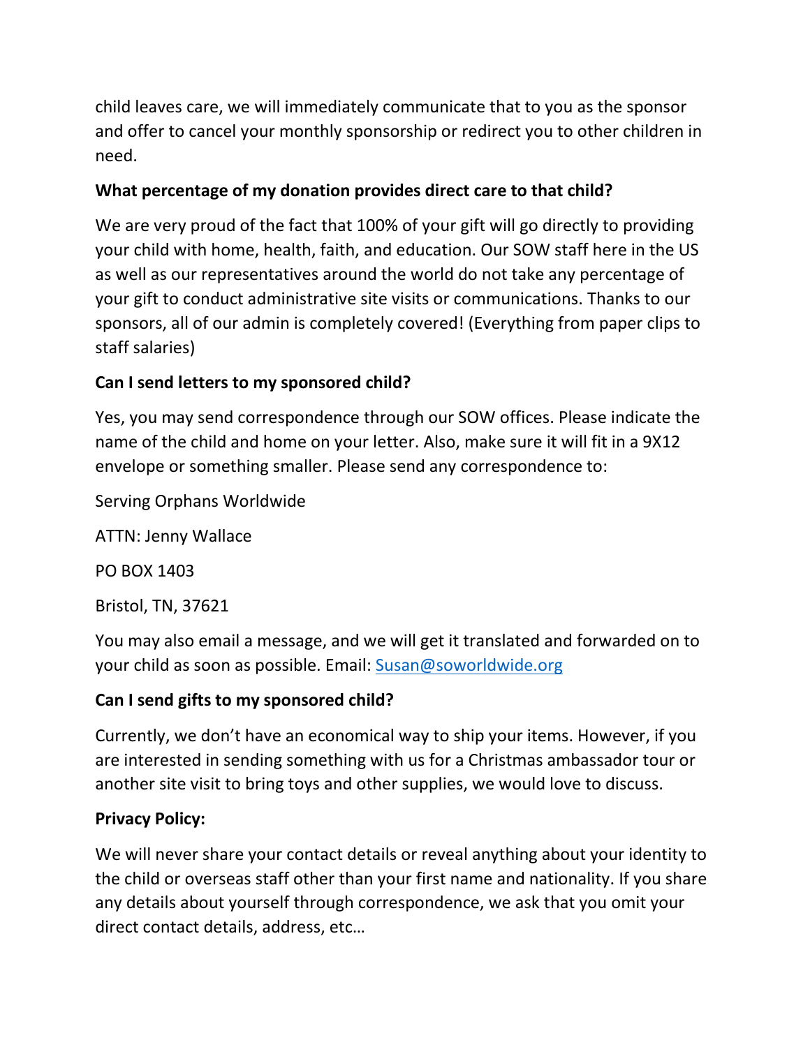child leaves care, we will immediately communicate that to you as the sponsor and offer to cancel your monthly sponsorship or redirect you to other children in need.

**What percentage of my donation provides direct care to that child?**

We are very proud of the fact that 100% of your gift will go directly to providing your child with home, health, faith, and education. Our SOW staff here in the US as well as our representatives around the world do not take any percentage of your gift to conduct administrative site visits or communications. Thanks to our sponsors, all of our admin is completely covered! (Everything from paper clips to staff salaries)

**Can I send letters to my sponsored child?**

Yes, you may send correspondence through our SOW offices. Please indicate the name of the child and home on your letter. Also, make sure it will fit in a 9X12 envelope or something smaller. Please send any correspondence to:

Serving Orphans Worldwide

ATTN: Jenny Wallace

PO BOX 1403

Bristol, TN, 37621

You may also email a message, and we will get it translated and forwarded on to your child as soon as possible. Email: [Susan@soworldwide.org](mailto:Susan@soworldwide.org)

**Can I send gifts to my sponsored child?**

Currently, we don't have an economical way to ship your items. However, if you are interested in sending something with us for a Christmas ambassador tour or another site visit to bring toys and other supplies, we would love to discuss.

**Privacy Policy:**

We will never share your contact details or reveal anything about your identity to the child or overseas staff other than your first name and nationality. If you share any details about yourself through correspondence, we ask that you omit your direct contact details, address, etc…